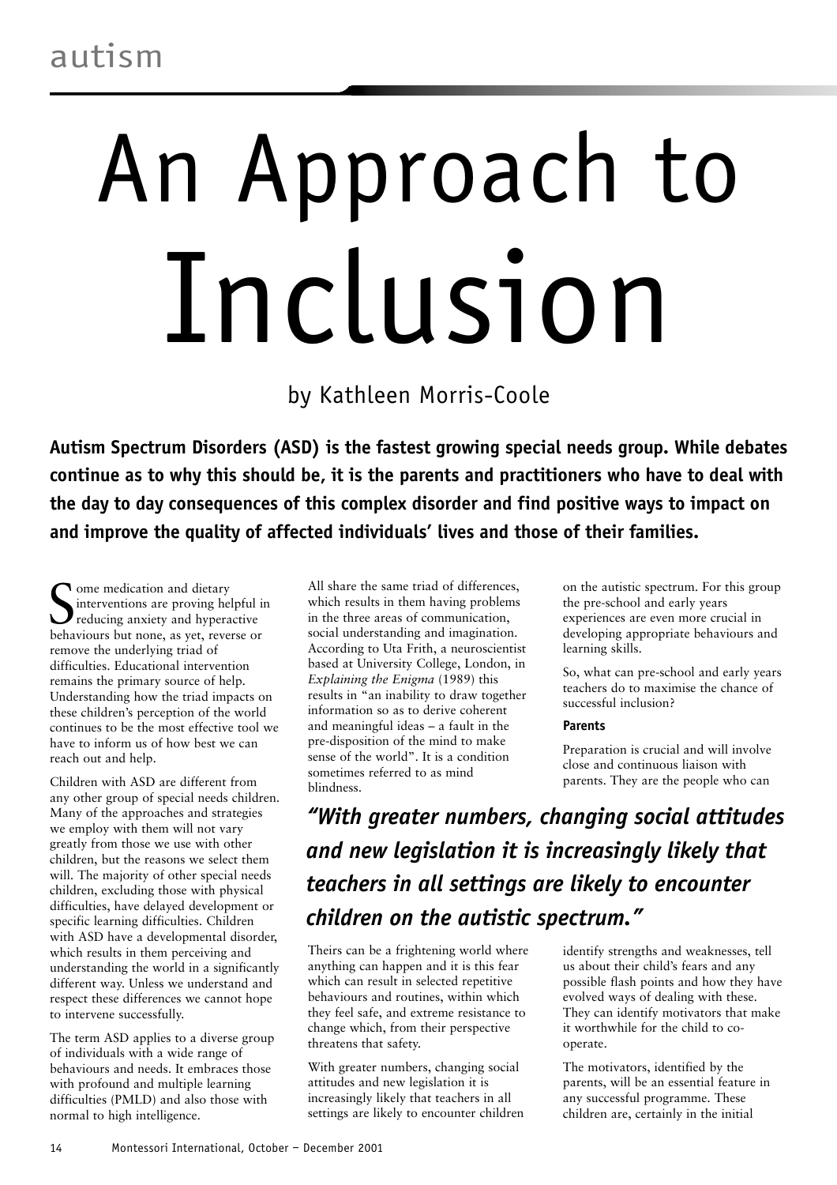# An Approach to Inclusion

by Kathleen Morris-Coole

**Autism Spectrum Disorders (ASD) is the fastest growing special needs group. While debates continue as to why this should be, it is the parents and practitioners who have to deal with the day to day consequences of this complex disorder and find positive ways to impact on and improve the quality of affected individuals' lives and those of their families.**

Some medication and dietary interventions are proving helpful in reducing anxiety and hyperactive behaviours but none, as yet, reverse or remove the underlying triad of difficulties. Educational intervention remains the primary source of help. Understanding how the triad impacts on these children's perception of the world continues to be the most effective tool we have to inform us of how best we can reach out and help.

Children with ASD are different from any other group of special needs children. Many of the approaches and strategies we employ with them will not vary greatly from those we use with other children, but the reasons we select them will. The majority of other special needs children, excluding those with physical difficulties, have delayed development or specific learning difficulties. Children with ASD have a developmental disorder, which results in them perceiving and understanding the world in a significantly different way. Unless we understand and respect these differences we cannot hope to intervene successfully.

The term ASD applies to a diverse group of individuals with a wide range of behaviours and needs. It embraces those with profound and multiple learning difficulties (PMLD) and also those with normal to high intelligence.

All share the same triad of differences, which results in them having problems in the three areas of communication, social understanding and imagination. According to Uta Frith, a neuroscientist based at University College, London, in *Explaining the Enigma* (1989) this results in "an inability to draw together information so as to derive coherent and meaningful ideas – a fault in the pre-disposition of the mind to make sense of the world". It is a condition sometimes referred to as mind blindness.

Theirs can be a frightening world where anything can happen and it is this fear which can result in selected repetitive behaviours and routines, within which they feel safe, and extreme resistance to change which, from their perspective threatens that safety.

With greater numbers, changing social attitudes and new legislation it is increasingly likely that teachers in all settings are likely to encounter children on the autistic spectrum. For this group the pre-school and early years experiences are even more crucial in developing appropriate behaviours and learning skills.

*"With greater numbers, changing social attitudes and new legislation it is increasingly likely that teachers in all settings are likely to encounter children on the autistic spectrum."*

So, what can pre-school and early years teachers do to maximise the chance of successful inclusion?

### Parents

Preparation is crucial and will involve close and continuous liaison with parents. They are the people who can identify strengths and weaknesses, tell us about their child's fears and any possible flash points and how they have evolved ways of dealing with these. They can identify motivators that make it worthwhile for the child to co-operate.

The motivators, identified by the parents, will be an essential feature in any successful programme. These children are, certainly in the initial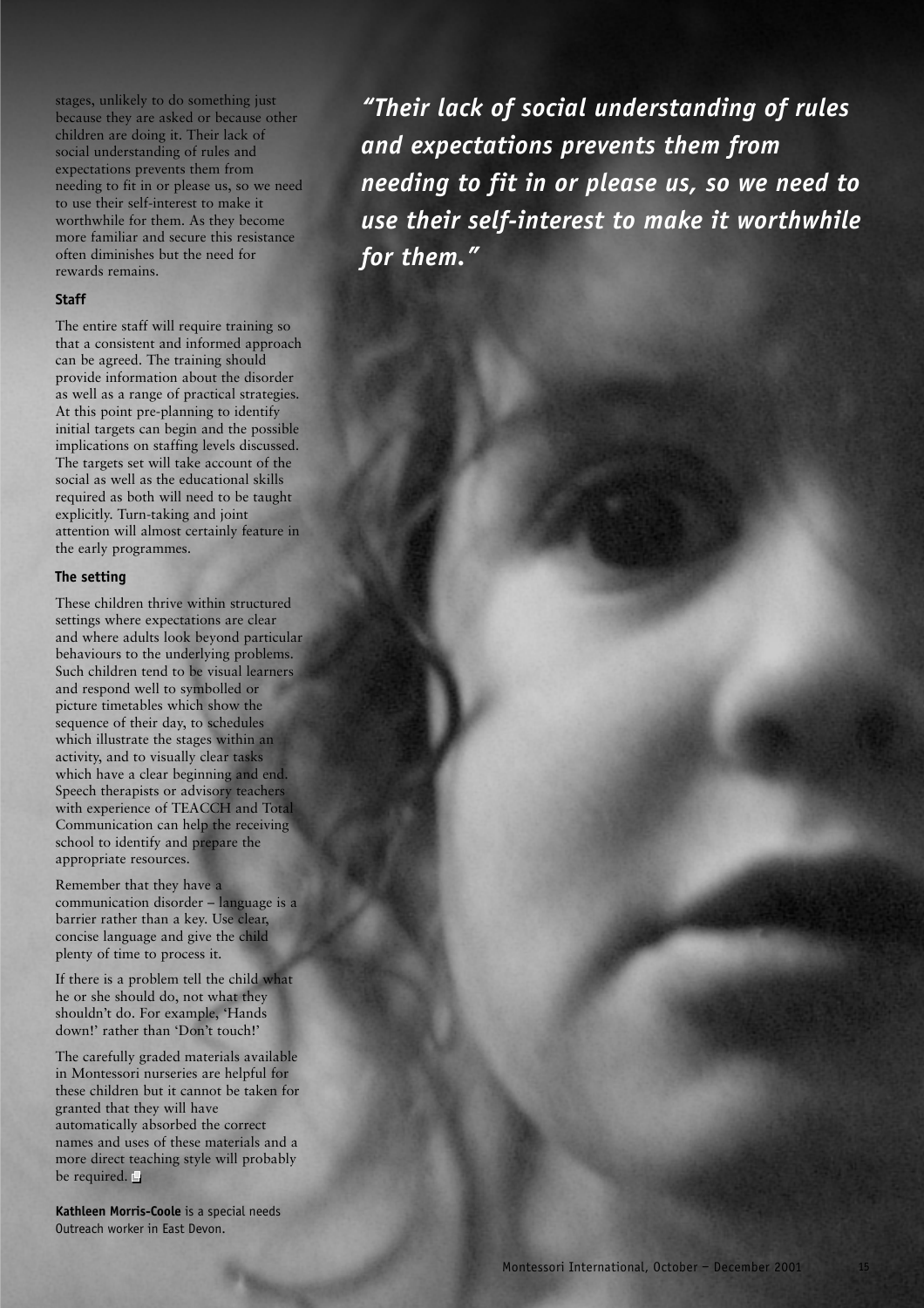stages, unlikely to do something just because they are asked or because other children are doing it. Their lack of social understanding of rules and expectations prevents them from needing to fit in or please us, so we need to use their self-interest to make it worthwhile for them. As they become more familiar and secure this resistance often diminishes but the need for rewards remains.

### Staff

The entire staff will require training so that a consistent and informed approach can be agreed. The training should provide information about the disorder as well as a range of practical strategies. At this point pre-planning to identify initial targets can begin and the possible implications on staffing levels discussed. The targets set will take account of the social as well as the educational skills required as both will need to be taught explicitly. Turn-taking and joint attention will almost certainly feature in the early programmes.

### The setting

These children thrive within structured settings where expectations are clear and where adults look beyond particular behaviours to the underlying problems. Such children tend to be visual learners and respond well to symbolled or picture timetables which show the sequence of their day, to schedules which illustrate the stages within an activity, and to visually clear tasks which have a clear beginning and end. Speech therapists or advisory teachers with experience of TEACCH and Total Communication can help the receiving school to identify and prepare the appropriate resources.

Remember that they have a communication disorder – language is a barrier rather than a key. Use clear, concise language and give the child plenty of time to process it.

If there is a problem tell the child what he or she should do, not what they shouldn't do. For example, 'Hands down!' rather than 'Don't touch!'

The carefully graded materials available in Montessori nurseries are helpful for these children but it cannot be taken for granted that they will have automatically absorbed the correct names and uses of these materials and a more direct teaching style will probably be required.

**Kathleen Morris-Coole** is a special needs Outreach worker in East Devon.

***"Their lack of social understanding of rules and expectations prevents them from needing to fit in or please us, so we need to use their self-interest to make it worthwhile for them."***